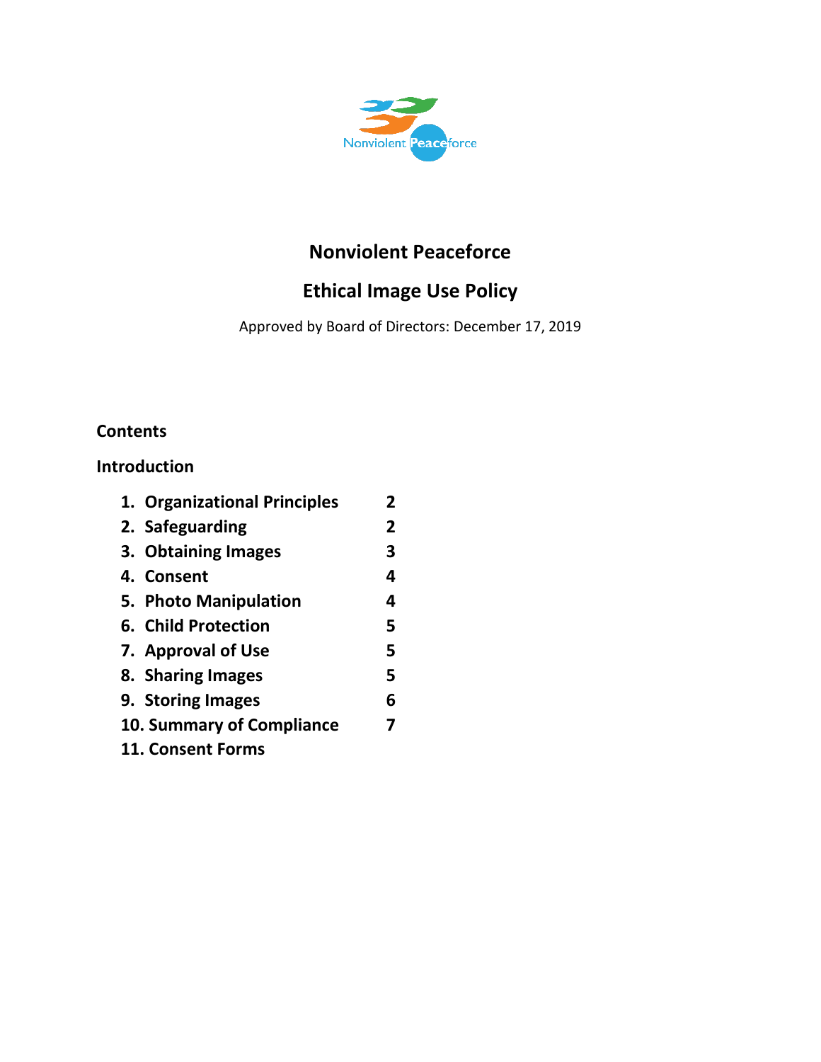# Nonviolent Peaceforce

## Ethical Image Use Policy

Approved by Board of Directors: December 17, 2019

**Contents**

**Introduction**

| | |
|---|---|
| **1. Organizational Principles** | **2** |
| **2. Safeguarding** | **2** |
| **3. Obtaining Images** | **3** |
| **4. Consent** | **4** |
| **5. Photo Manipulation** | **4** |
| **6. Child Protection** | **5** |
| **7. Approval of Use** | **5** |
| **8. Sharing Images** | **5** |
| **9. Storing Images** | **6** |
| **10. Summary of Compliance** | **7** |
| **11. Consent Forms** | |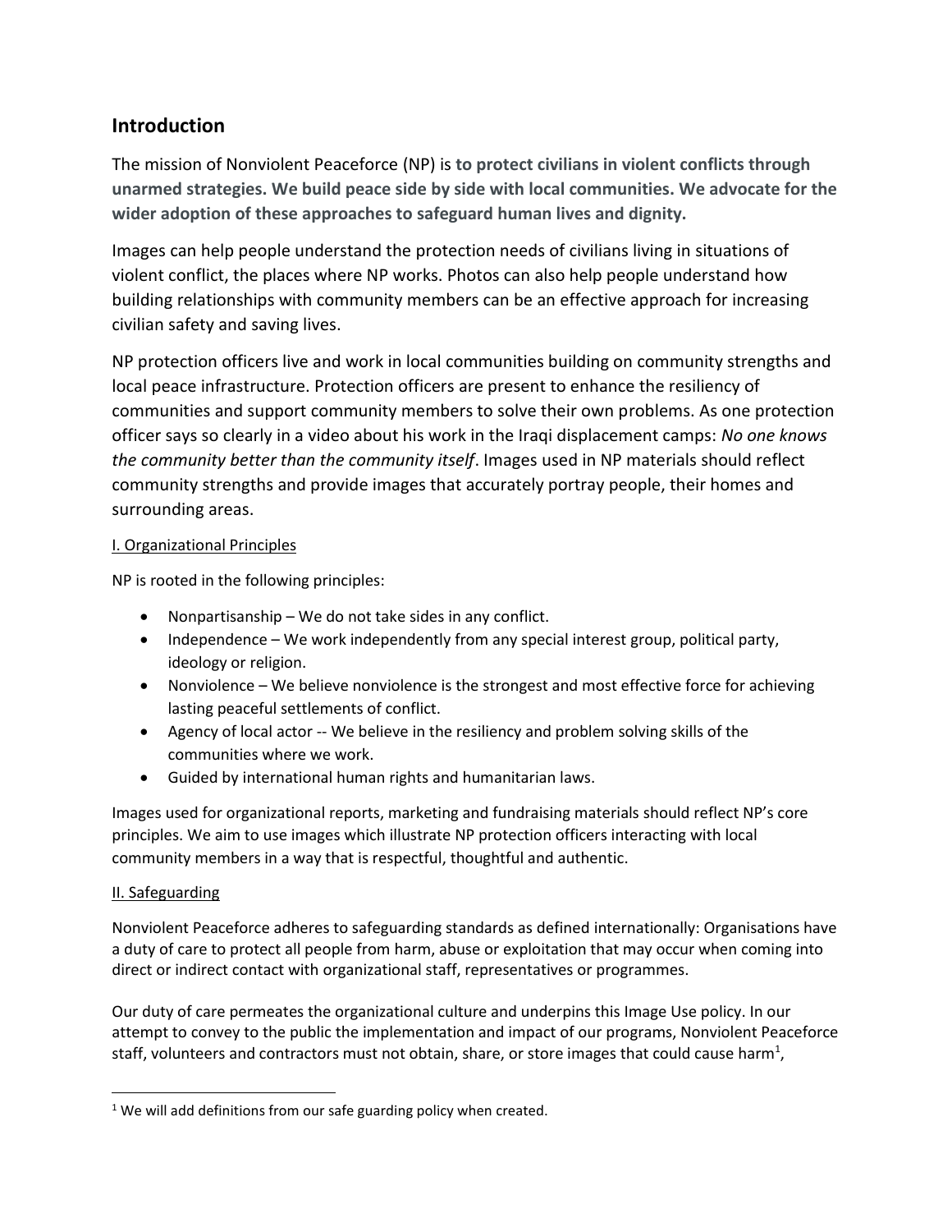## Introduction

The mission of Nonviolent Peaceforce (NP) is **to protect civilians in violent conflicts through unarmed strategies. We build peace side by side with local communities. We advocate for the wider adoption of these approaches to safeguard human lives and dignity.**

Images can help people understand the protection needs of civilians living in situations of violent conflict, the places where NP works. Photos can also help people understand how building relationships with community members can be an effective approach for increasing civilian safety and saving lives.

NP protection officers live and work in local communities building on community strengths and local peace infrastructure. Protection officers are present to enhance the resiliency of communities and support community members to solve their own problems. As one protection officer says so clearly in a video about his work in the Iraqi displacement camps: *No one knows the community better than the community itself*. Images used in NP materials should reflect community strengths and provide images that accurately portray people, their homes and surrounding areas.

I. Organizational Principles

NP is rooted in the following principles:

- Nonpartisanship – We do not take sides in any conflict.
- Independence – We work independently from any special interest group, political party, ideology or religion.
- Nonviolence – We believe nonviolence is the strongest and most effective force for achieving lasting peaceful settlements of conflict.
- Agency of local actor -- We believe in the resiliency and problem solving skills of the communities where we work.
- Guided by international human rights and humanitarian laws.

Images used for organizational reports, marketing and fundraising materials should reflect NP's core principles. We aim to use images which illustrate NP protection officers interacting with local community members in a way that is respectful, thoughtful and authentic.

II. Safeguarding

Nonviolent Peaceforce adheres to safeguarding standards as defined internationally: Organisations have a duty of care to protect all people from harm, abuse or exploitation that may occur when coming into direct or indirect contact with organizational staff, representatives or programmes.

Our duty of care permeates the organizational culture and underpins this Image Use policy. In our attempt to convey to the public the implementation and impact of our programs, Nonviolent Peaceforce staff, volunteers and contractors must not obtain, share, or store images that could cause harm[1],

[1] We will add definitions from our safe guarding policy when created.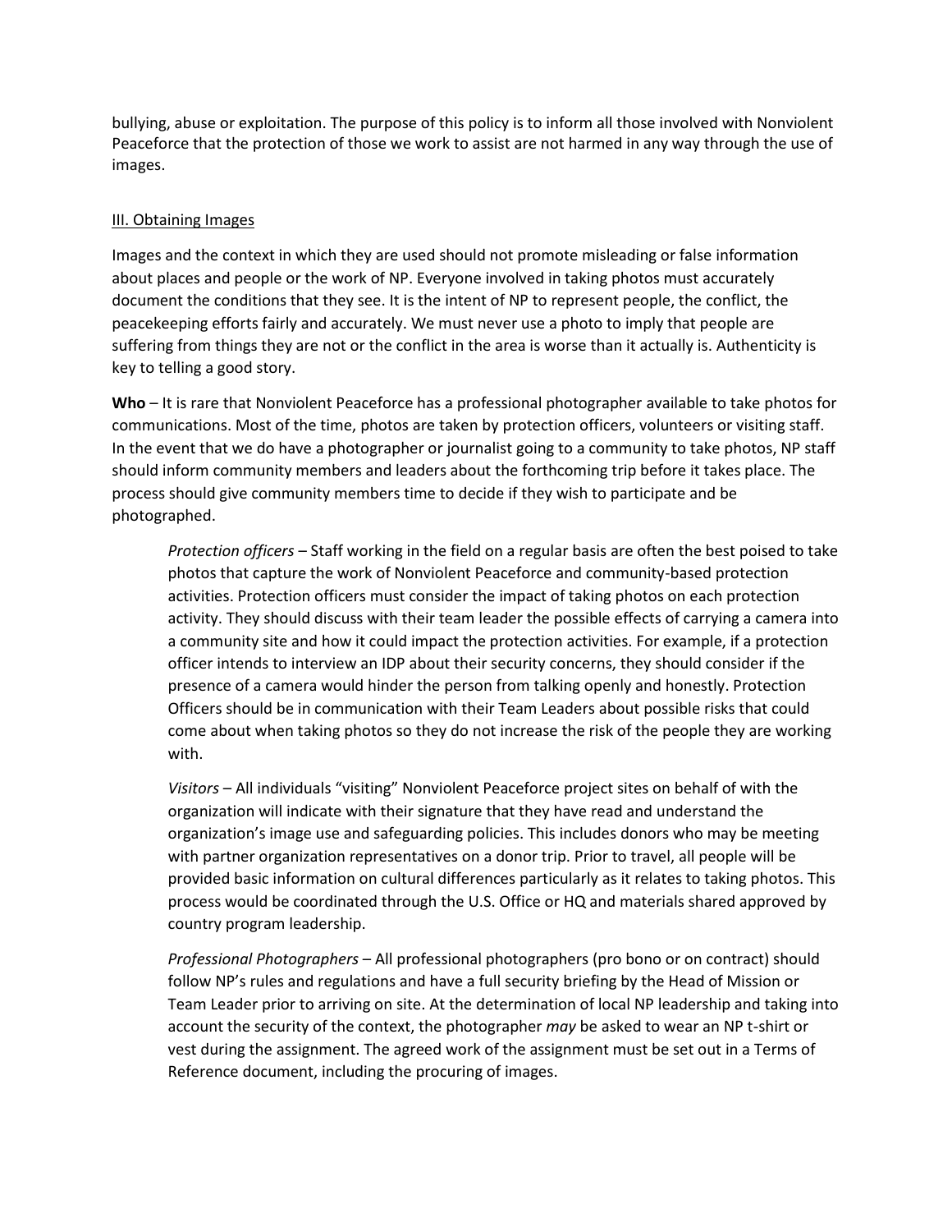bullying, abuse or exploitation. The purpose of this policy is to inform all those involved with Nonviolent Peaceforce that the protection of those we work to assist are not harmed in any way through the use of images.

## III. Obtaining Images

Images and the context in which they are used should not promote misleading or false information about places and people or the work of NP. Everyone involved in taking photos must accurately document the conditions that they see. It is the intent of NP to represent people, the conflict, the peacekeeping efforts fairly and accurately. We must never use a photo to imply that people are suffering from things they are not or the conflict in the area is worse than it actually is. Authenticity is key to telling a good story.

**Who** – It is rare that Nonviolent Peaceforce has a professional photographer available to take photos for communications. Most of the time, photos are taken by protection officers, volunteers or visiting staff. In the event that we do have a photographer or journalist going to a community to take photos, NP staff should inform community members and leaders about the forthcoming trip before it takes place. The process should give community members time to decide if they wish to participate and be photographed.

> *Protection officers* – Staff working in the field on a regular basis are often the best poised to take photos that capture the work of Nonviolent Peaceforce and community-based protection activities. Protection officers must consider the impact of taking photos on each protection activity. They should discuss with their team leader the possible effects of carrying a camera into a community site and how it could impact the protection activities. For example, if a protection officer intends to interview an IDP about their security concerns, they should consider if the presence of a camera would hinder the person from talking openly and honestly. Protection Officers should be in communication with their Team Leaders about possible risks that could come about when taking photos so they do not increase the risk of the people they are working with.
>
> *Visitors* – All individuals "visiting" Nonviolent Peaceforce project sites on behalf of with the organization will indicate with their signature that they have read and understand the organization's image use and safeguarding policies. This includes donors who may be meeting with partner organization representatives on a donor trip. Prior to travel, all people will be provided basic information on cultural differences particularly as it relates to taking photos. This process would be coordinated through the U.S. Office or HQ and materials shared approved by country program leadership.
>
> *Professional Photographers* – All professional photographers (pro bono or on contract) should follow NP's rules and regulations and have a full security briefing by the Head of Mission or Team Leader prior to arriving on site. At the determination of local NP leadership and taking into account the security of the context, the photographer *may* be asked to wear an NP t-shirt or vest during the assignment. The agreed work of the assignment must be set out in a Terms of Reference document, including the procuring of images.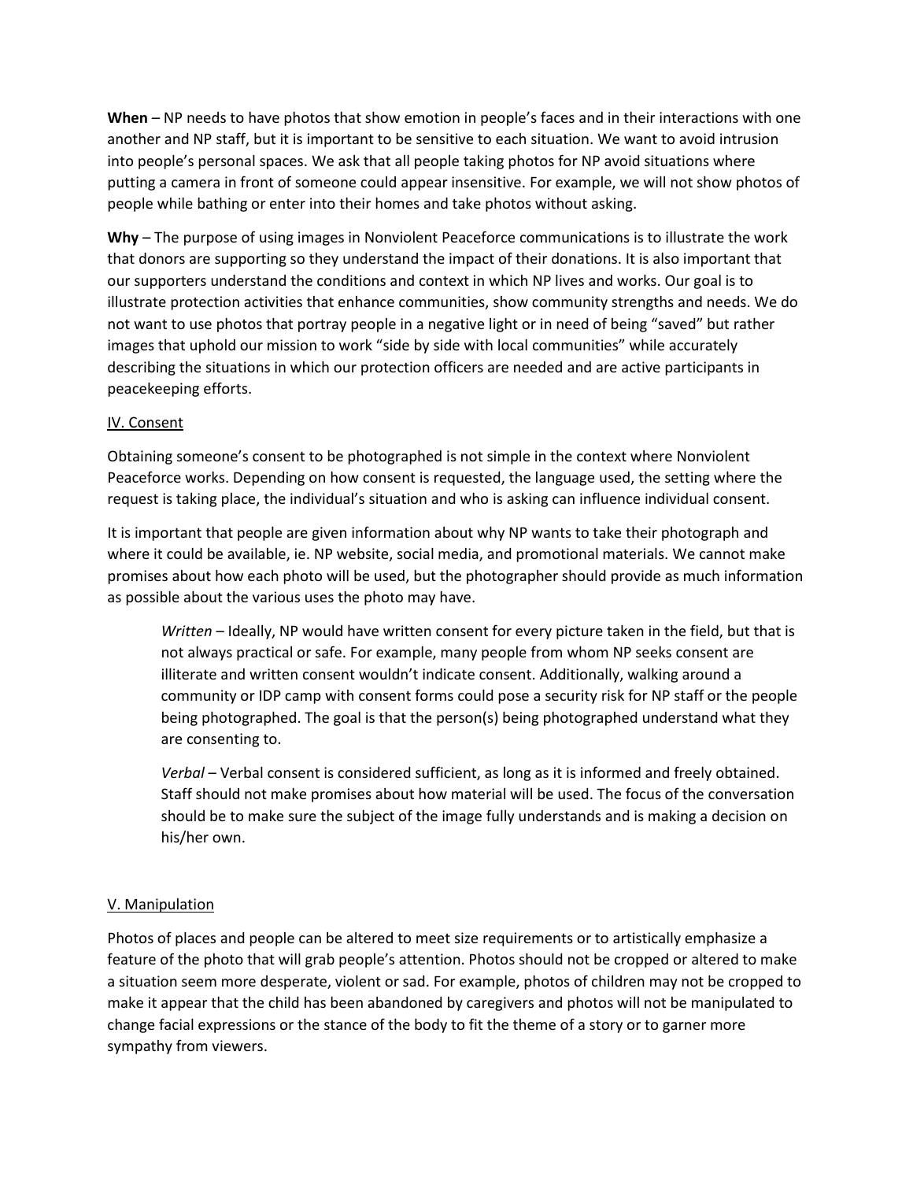**When** – NP needs to have photos that show emotion in people's faces and in their interactions with one another and NP staff, but it is important to be sensitive to each situation. We want to avoid intrusion into people's personal spaces. We ask that all people taking photos for NP avoid situations where putting a camera in front of someone could appear insensitive. For example, we will not show photos of people while bathing or enter into their homes and take photos without asking.

**Why** – The purpose of using images in Nonviolent Peaceforce communications is to illustrate the work that donors are supporting so they understand the impact of their donations. It is also important that our supporters understand the conditions and context in which NP lives and works. Our goal is to illustrate protection activities that enhance communities, show community strengths and needs. We do not want to use photos that portray people in a negative light or in need of being "saved" but rather images that uphold our mission to work "side by side with local communities" while accurately describing the situations in which our protection officers are needed and are active participants in peacekeeping efforts.

## IV. Consent

Obtaining someone's consent to be photographed is not simple in the context where Nonviolent Peaceforce works. Depending on how consent is requested, the language used, the setting where the request is taking place, the individual's situation and who is asking can influence individual consent.

It is important that people are given information about why NP wants to take their photograph and where it could be available, ie. NP website, social media, and promotional materials. We cannot make promises about how each photo will be used, but the photographer should provide as much information as possible about the various uses the photo may have.

> *Written* – Ideally, NP would have written consent for every picture taken in the field, but that is not always practical or safe. For example, many people from whom NP seeks consent are illiterate and written consent wouldn't indicate consent. Additionally, walking around a community or IDP camp with consent forms could pose a security risk for NP staff or the people being photographed. The goal is that the person(s) being photographed understand what they are consenting to.
>
> *Verbal* – Verbal consent is considered sufficient, as long as it is informed and freely obtained. Staff should not make promises about how material will be used. The focus of the conversation should be to make sure the subject of the image fully understands and is making a decision on his/her own.

## V. Manipulation

Photos of places and people can be altered to meet size requirements or to artistically emphasize a feature of the photo that will grab people's attention. Photos should not be cropped or altered to make a situation seem more desperate, violent or sad. For example, photos of children may not be cropped to make it appear that the child has been abandoned by caregivers and photos will not be manipulated to change facial expressions or the stance of the body to fit the theme of a story or to garner more sympathy from viewers.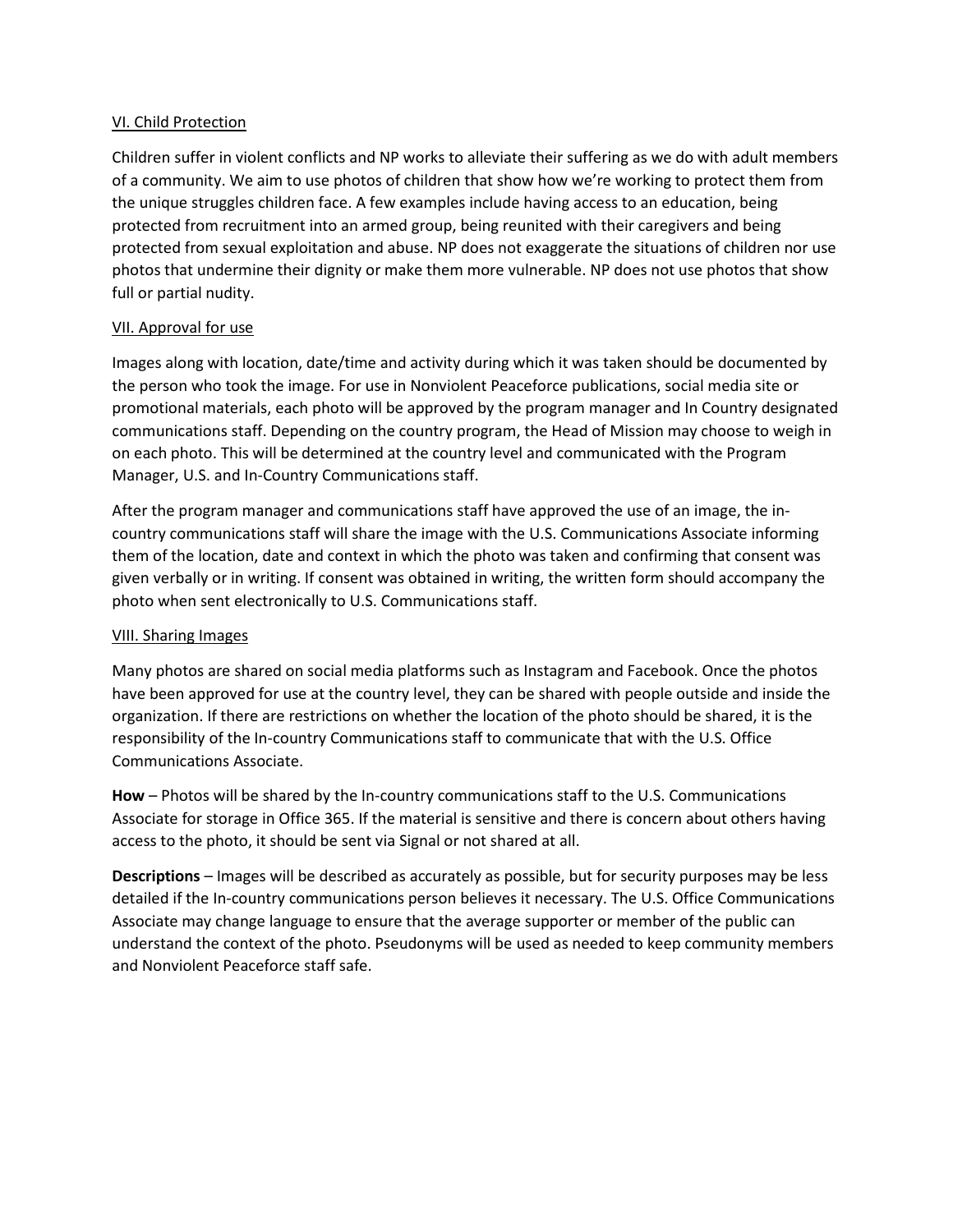## VI. Child Protection

Children suffer in violent conflicts and NP works to alleviate their suffering as we do with adult members of a community. We aim to use photos of children that show how we're working to protect them from the unique struggles children face. A few examples include having access to an education, being protected from recruitment into an armed group, being reunited with their caregivers and being protected from sexual exploitation and abuse. NP does not exaggerate the situations of children nor use photos that undermine their dignity or make them more vulnerable. NP does not use photos that show full or partial nudity.

## VII. Approval for use

Images along with location, date/time and activity during which it was taken should be documented by the person who took the image. For use in Nonviolent Peaceforce publications, social media site or promotional materials, each photo will be approved by the program manager and In Country designated communications staff. Depending on the country program, the Head of Mission may choose to weigh in on each photo. This will be determined at the country level and communicated with the Program Manager, U.S. and In-Country Communications staff.

After the program manager and communications staff have approved the use of an image, the in-country communications staff will share the image with the U.S. Communications Associate informing them of the location, date and context in which the photo was taken and confirming that consent was given verbally or in writing. If consent was obtained in writing, the written form should accompany the photo when sent electronically to U.S. Communications staff.

## VIII. Sharing Images

Many photos are shared on social media platforms such as Instagram and Facebook. Once the photos have been approved for use at the country level, they can be shared with people outside and inside the organization. If there are restrictions on whether the location of the photo should be shared, it is the responsibility of the In-country Communications staff to communicate that with the U.S. Office Communications Associate.

**How** – Photos will be shared by the In-country communications staff to the U.S. Communications Associate for storage in Office 365. If the material is sensitive and there is concern about others having access to the photo, it should be sent via Signal or not shared at all.

**Descriptions** – Images will be described as accurately as possible, but for security purposes may be less detailed if the In-country communications person believes it necessary. The U.S. Office Communications Associate may change language to ensure that the average supporter or member of the public can understand the context of the photo. Pseudonyms will be used as needed to keep community members and Nonviolent Peaceforce staff safe.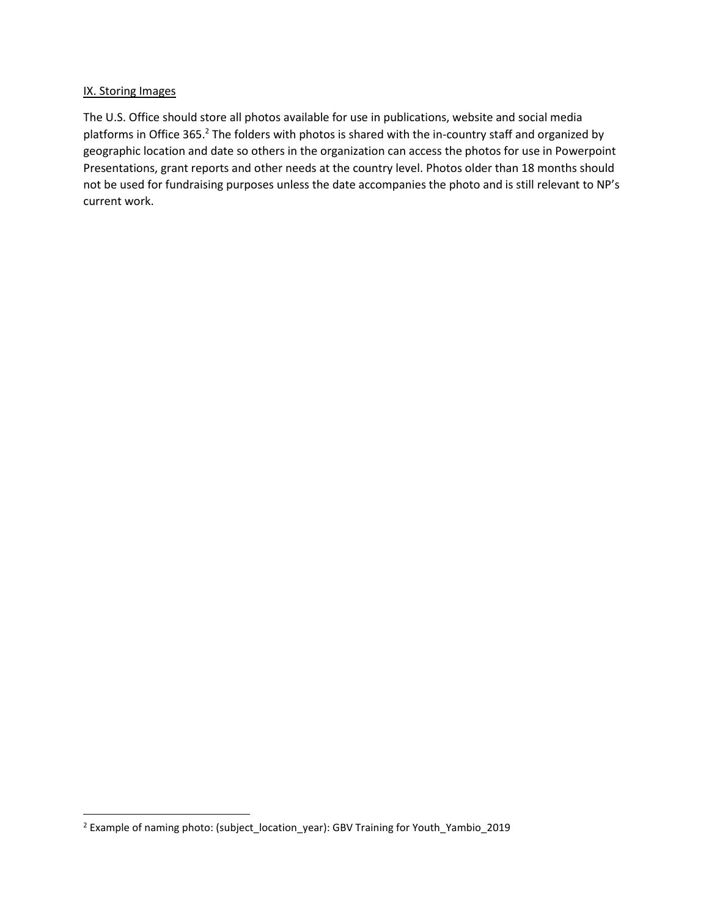## IX. Storing Images

The U.S. Office should store all photos available for use in publications, website and social media platforms in Office 365.[2] The folders with photos is shared with the in-country staff and organized by geographic location and date so others in the organization can access the photos for use in Powerpoint Presentations, grant reports and other needs at the country level. Photos older than 18 months should not be used for fundraising purposes unless the date accompanies the photo and is still relevant to NP's current work.

---

[2] Example of naming photo: (subject_location_year): GBV Training for Youth_Yambio_2019